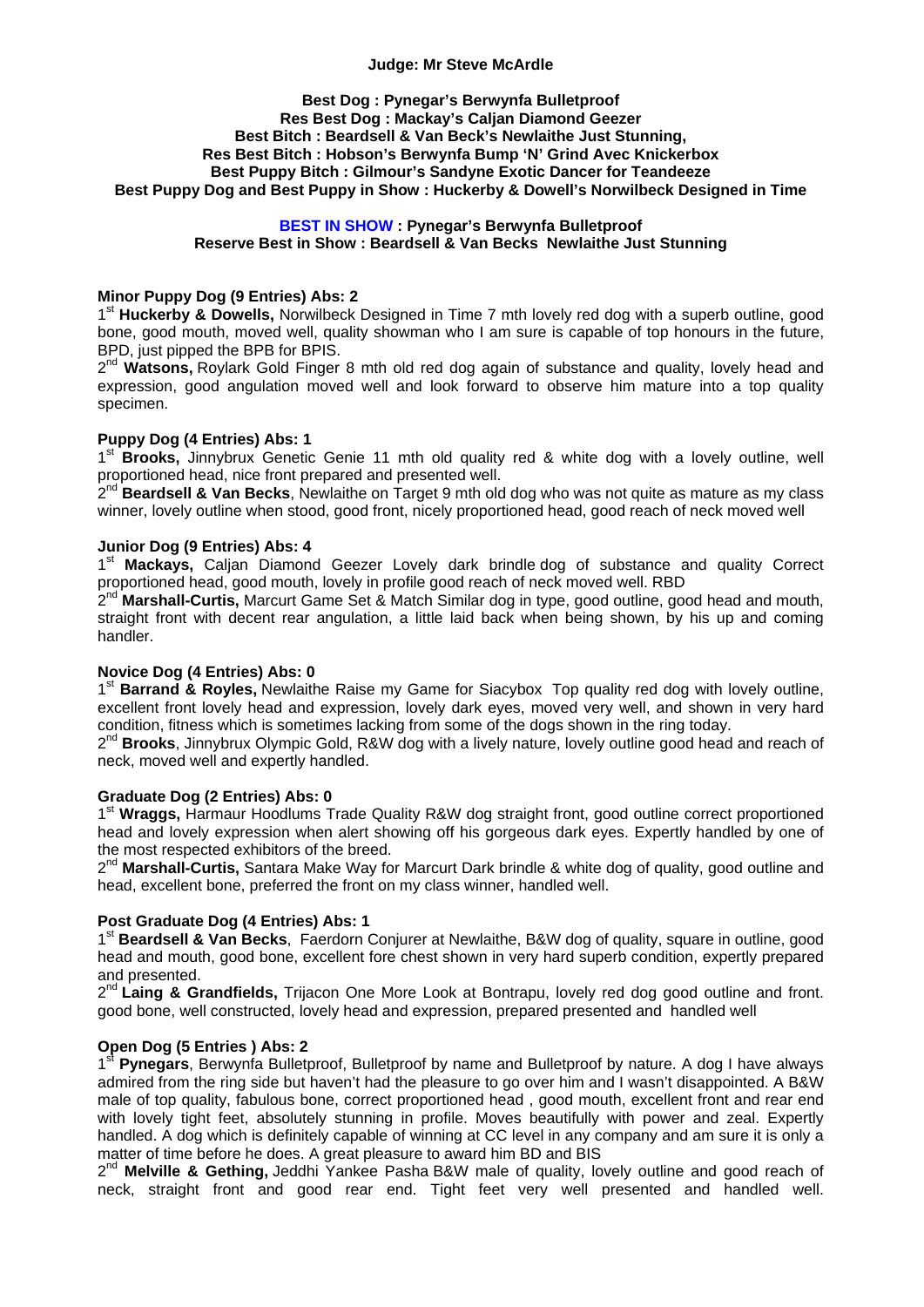**Judge: Mr Steve McArdle**

**Best Dog : Pynegar's Berwynfa Bulletproof**
**Res Best Dog : Mackay's Caljan Diamond Geezer**
**Best Bitch : Beardsell & Van Beck's Newlaithe Just Stunning,**
**Res Best Bitch : Hobson's Berwynfa Bump 'N' Grind Avec Knickerbox**
**Best Puppy Bitch : Gilmour's Sandyne Exotic Dancer for Teandeeze**
**Best Puppy Dog and Best Puppy in Show : Huckerby & Dowell's Norwilbeck Designed in Time**

**BEST IN SHOW : Pynegar's Berwynfa Bulletproof**
**Reserve Best in Show : Beardsell & Van Becks Newlaithe Just Stunning**

**Minor Puppy Dog (9 Entries) Abs: 2**

1st **Huckerby & Dowells,** Norwilbeck Designed in Time 7 mth lovely red dog with a superb outline, good bone, good mouth, moved well, quality showman who I am sure is capable of top honours in the future, BPD, just pipped the BPB for BPIS.

2nd **Watsons,** Roylark Gold Finger 8 mth old red dog again of substance and quality, lovely head and expression, good angulation moved well and look forward to observe him mature into a top quality specimen.

**Puppy Dog (4 Entries) Abs: 1**

1st **Brooks,** Jinnybrux Genetic Genie 11 mth old quality red & white dog with a lovely outline, well proportioned head, nice front prepared and presented well.

2nd **Beardsell & Van Becks**, Newlaithe on Target 9 mth old dog who was not quite as mature as my class winner, lovely outline when stood, good front, nicely proportioned head, good reach of neck moved well

**Junior Dog (9 Entries) Abs: 4**

1st **Mackays,** Caljan Diamond Geezer Lovely dark brindle dog of substance and quality Correct proportioned head, good mouth, lovely in profile good reach of neck moved well. RBD

2nd **Marshall-Curtis,** Marcurt Game Set & Match Similar dog in type, good outline, good head and mouth, straight front with decent rear angulation, a little laid back when being shown, by his up and coming handler.

**Novice Dog (4 Entries) Abs: 0**

1st **Barrand & Royles,** Newlaithe Raise my Game for Siacybox Top quality red dog with lovely outline, excellent front lovely head and expression, lovely dark eyes, moved very well, and shown in very hard condition, fitness which is sometimes lacking from some of the dogs shown in the ring today.

2nd **Brooks**, Jinnybrux Olympic Gold, R&W dog with a lively nature, lovely outline good head and reach of neck, moved well and expertly handled.

**Graduate Dog (2 Entries) Abs: 0**

1st **Wraggs,** Harmaur Hoodlums Trade Quality R&W dog straight front, good outline correct proportioned head and lovely expression when alert showing off his gorgeous dark eyes. Expertly handled by one of the most respected exhibitors of the breed.

2nd **Marshall-Curtis,** Santara Make Way for Marcurt Dark brindle & white dog of quality, good outline and head, excellent bone, preferred the front on my class winner, handled well.

**Post Graduate Dog (4 Entries) Abs: 1**

1st **Beardsell & Van Becks**, Faerdorn Conjurer at Newlaithe, B&W dog of quality, square in outline, good head and mouth, good bone, excellent fore chest shown in very hard superb condition, expertly prepared and presented.

2nd **Laing & Grandfields,** Trijacon One More Look at Bontrapu, lovely red dog good outline and front. good bone, well constructed, lovely head and expression, prepared presented and handled well

**Open Dog (5 Entries ) Abs: 2**

1st **Pynegars**, Berwynfa Bulletproof, Bulletproof by name and Bulletproof by nature. A dog I have always admired from the ring side but haven't had the pleasure to go over him and I wasn't disappointed. A B&W male of top quality, fabulous bone, correct proportioned head , good mouth, excellent front and rear end with lovely tight feet, absolutely stunning in profile. Moves beautifully with power and zeal. Expertly handled. A dog which is definitely capable of winning at CC level in any company and am sure it is only a matter of time before he does. A great pleasure to award him BD and BIS

2nd **Melville & Gething,** Jeddhi Yankee Pasha B&W male of quality, lovely outline and good reach of neck, straight front and good rear end. Tight feet very well presented and handled well.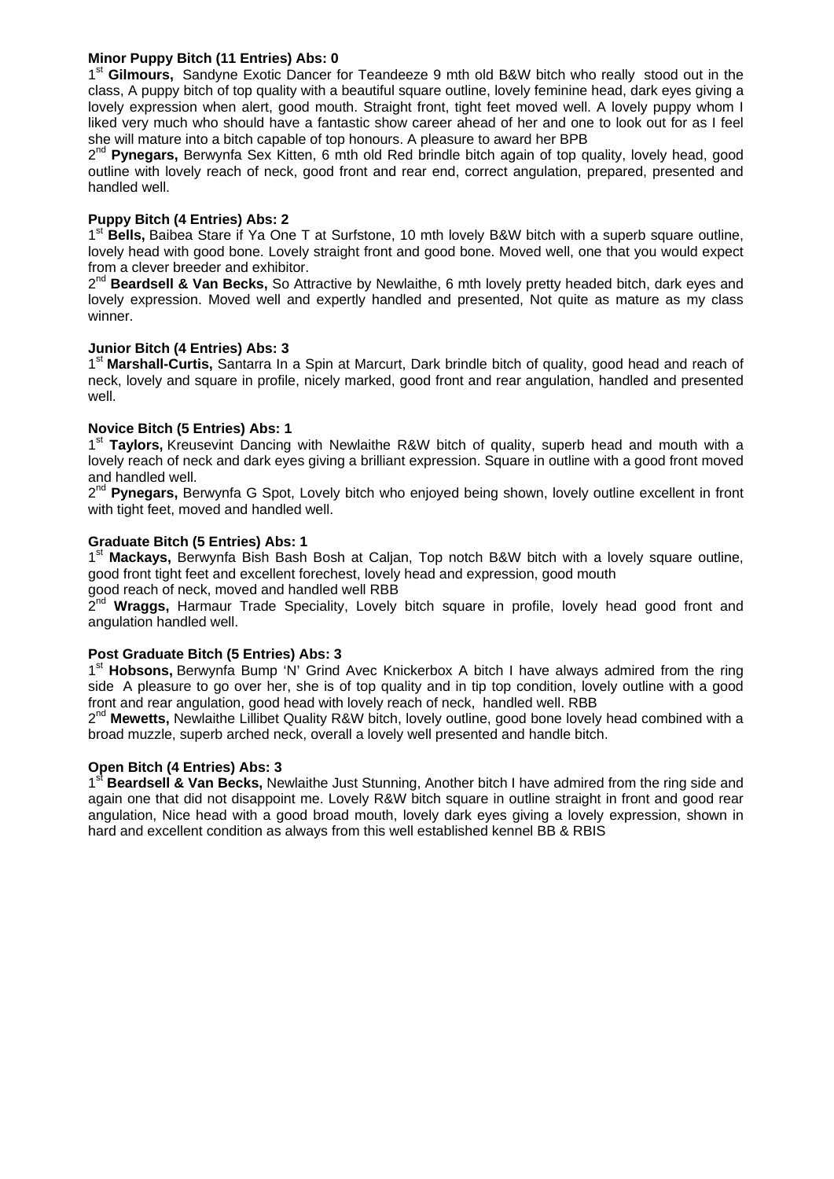**Minor Puppy Bitch (11 Entries) Abs: 0**

1[st] **Gilmours,** Sandyne Exotic Dancer for Teandeeze 9 mth old B&W bitch who really stood out in the class, A puppy bitch of top quality with a beautiful square outline, lovely feminine head, dark eyes giving a lovely expression when alert, good mouth. Straight front, tight feet moved well. A lovely puppy whom I liked very much who should have a fantastic show career ahead of her and one to look out for as I feel she will mature into a bitch capable of top honours. A pleasure to award her BPB

2[nd] **Pynegars,** Berwynfa Sex Kitten, 6 mth old Red brindle bitch again of top quality, lovely head, good outline with lovely reach of neck, good front and rear end, correct angulation, prepared, presented and handled well.

**Puppy Bitch (4 Entries) Abs: 2**

1[st] **Bells,** Baibea Stare if Ya One T at Surfstone, 10 mth lovely B&W bitch with a superb square outline, lovely head with good bone. Lovely straight front and good bone. Moved well, one that you would expect from a clever breeder and exhibitor.

2[nd] **Beardsell & Van Becks,** So Attractive by Newlaithe, 6 mth lovely pretty headed bitch, dark eyes and lovely expression. Moved well and expertly handled and presented, Not quite as mature as my class winner.

**Junior Bitch (4 Entries) Abs: 3**

1[st] **Marshall-Curtis,** Santarra In a Spin at Marcurt, Dark brindle bitch of quality, good head and reach of neck, lovely and square in profile, nicely marked, good front and rear angulation, handled and presented well.

**Novice Bitch (5 Entries) Abs: 1**

1[st] **Taylors,** Kreusevint Dancing with Newlaithe R&W bitch of quality, superb head and mouth with a lovely reach of neck and dark eyes giving a brilliant expression. Square in outline with a good front moved and handled well.

2[nd] **Pynegars,** Berwynfa G Spot, Lovely bitch who enjoyed being shown, lovely outline excellent in front with tight feet, moved and handled well.

**Graduate Bitch (5 Entries) Abs: 1**

1[st] **Mackays,** Berwynfa Bish Bash Bosh at Caljan, Top notch B&W bitch with a lovely square outline, good front tight feet and excellent forechest, lovely head and expression, good mouth
good reach of neck, moved and handled well RBB

2[nd] **Wraggs,** Harmaur Trade Speciality, Lovely bitch square in profile, lovely head good front and angulation handled well.

**Post Graduate Bitch (5 Entries) Abs: 3**

1[st] **Hobsons,** Berwynfa Bump 'N' Grind Avec Knickerbox A bitch I have always admired from the ring side A pleasure to go over her, she is of top quality and in tip top condition, lovely outline with a good front and rear angulation, good head with lovely reach of neck, handled well. RBB

2[nd] **Mewetts,** Newlaithe Lillibet Quality R&W bitch, lovely outline, good bone lovely head combined with a broad muzzle, superb arched neck, overall a lovely well presented and handle bitch.

**Open Bitch (4 Entries) Abs: 3**

1[st] **Beardsell & Van Becks,** Newlaithe Just Stunning, Another bitch I have admired from the ring side and again one that did not disappoint me. Lovely R&W bitch square in outline straight in front and good rear angulation, Nice head with a good broad mouth, lovely dark eyes giving a lovely expression, shown in hard and excellent condition as always from this well established kennel BB & RBIS